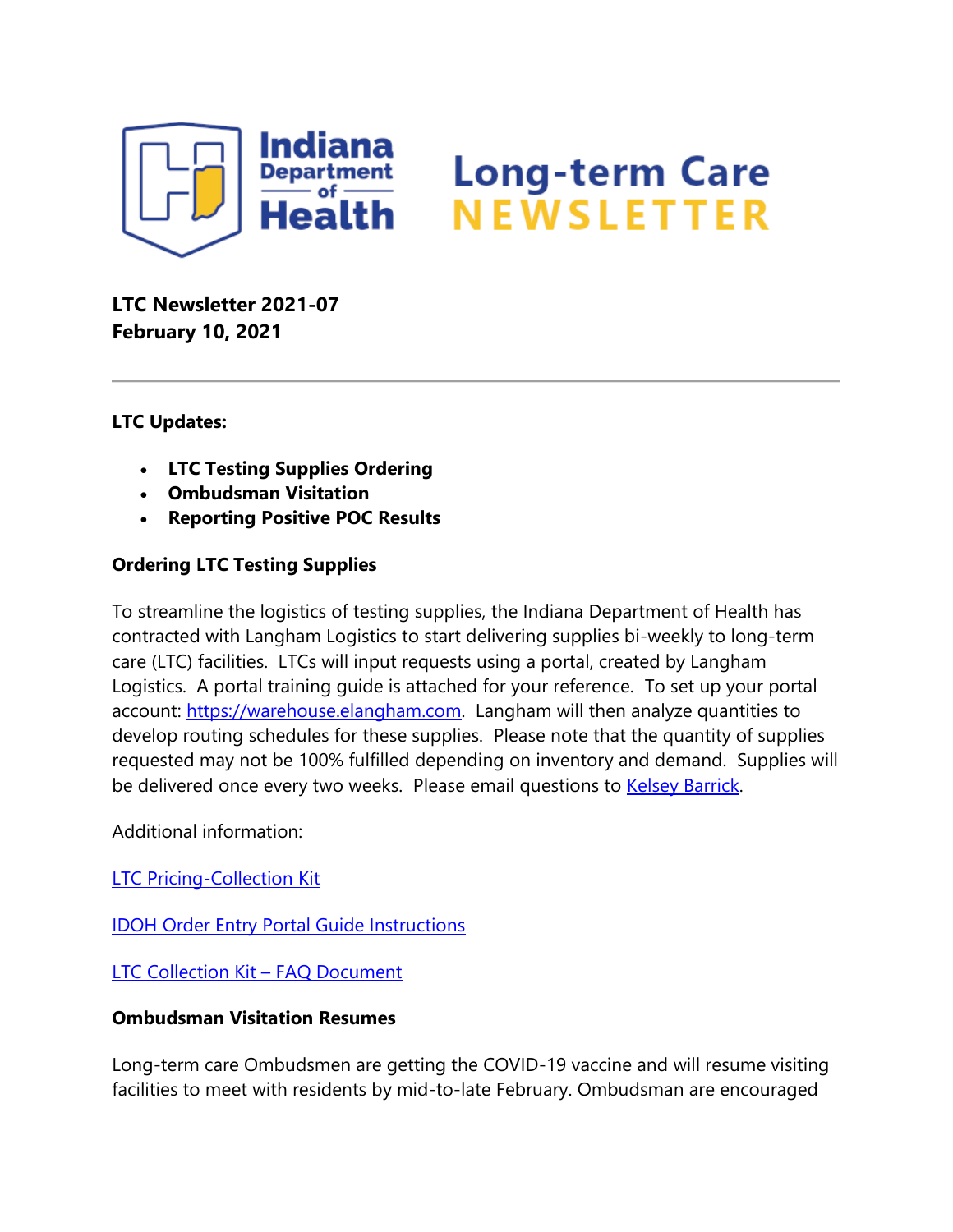# Indiana Department of Health Long-term Care NEWSLETTER

**LTC Newsletter 2021-07**
**February 10, 2021**

---

**LTC Updates:**

- **LTC Testing Supplies Ordering**
- **Ombudsman Visitation**
- **Reporting Positive POC Results**

**Ordering LTC Testing Supplies**

To streamline the logistics of testing supplies, the Indiana Department of Health has contracted with Langham Logistics to start delivering supplies bi-weekly to long-term care (LTC) facilities. LTCs will input requests using a portal, created by Langham Logistics. A portal training guide is attached for your reference. To set up your portal account: [https://warehouse.elangham.com](https://warehouse.elangham.com). Langham will then analyze quantities to develop routing schedules for these supplies. Please note that the quantity of supplies requested may not be 100% fulfilled depending on inventory and demand. Supplies will be delivered once every two weeks. Please email questions to [Kelsey Barrick]().

Additional information:

[LTC Pricing-Collection Kit]()

[IDOH Order Entry Portal Guide Instructions]()

[LTC Collection Kit – FAQ Document]()

**Ombudsman Visitation Resumes**

Long-term care Ombudsmen are getting the COVID-19 vaccine and will resume visiting facilities to meet with residents by mid-to-late February. Ombudsman are encouraged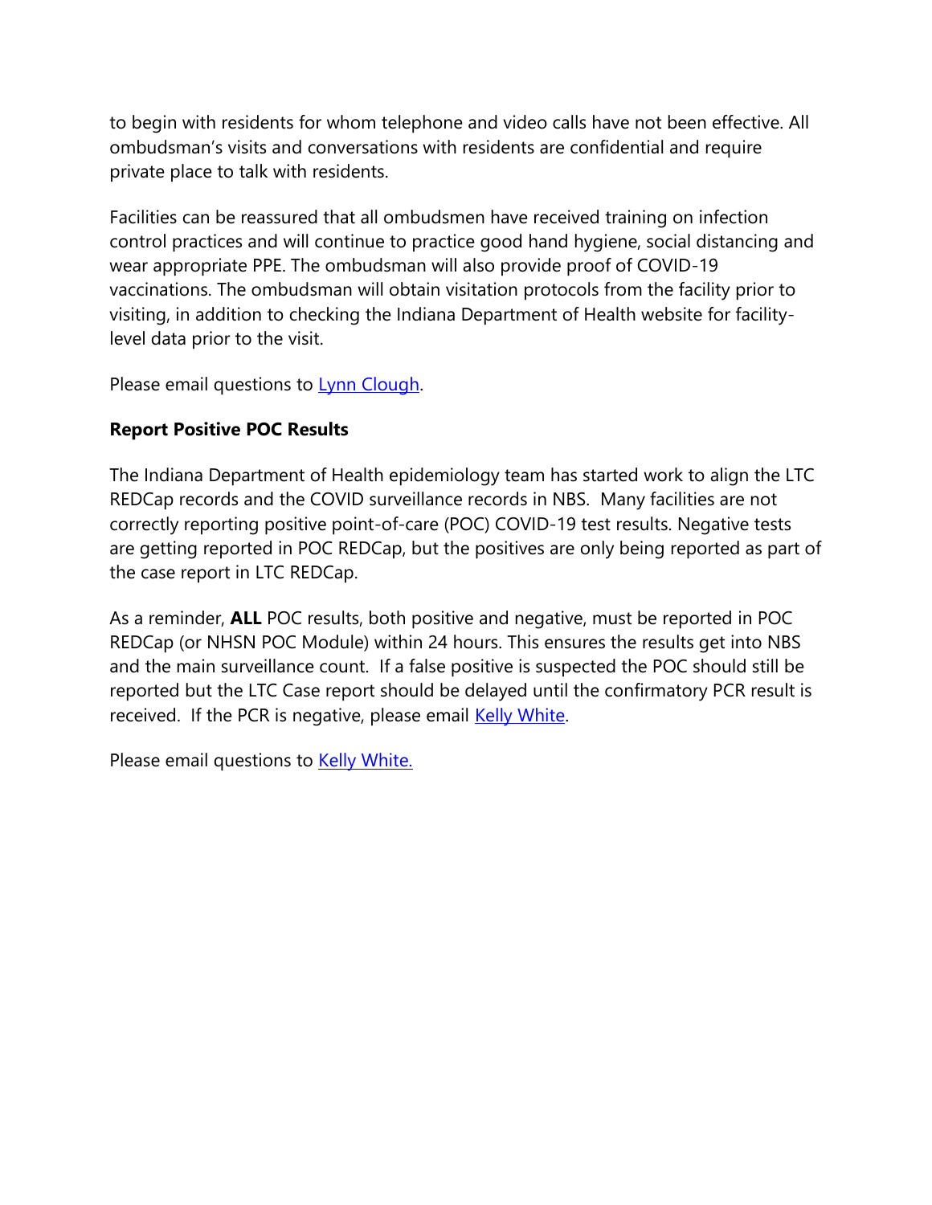to begin with residents for whom telephone and video calls have not been effective. All ombudsman's visits and conversations with residents are confidential and require private place to talk with residents.

Facilities can be reassured that all ombudsmen have received training on infection control practices and will continue to practice good hand hygiene, social distancing and wear appropriate PPE. The ombudsman will also provide proof of COVID-19 vaccinations. The ombudsman will obtain visitation protocols from the facility prior to visiting, in addition to checking the Indiana Department of Health website for facility-level data prior to the visit.

Please email questions to Lynn Clough.

**Report Positive POC Results**

The Indiana Department of Health epidemiology team has started work to align the LTC REDCap records and the COVID surveillance records in NBS. Many facilities are not correctly reporting positive point-of-care (POC) COVID-19 test results. Negative tests are getting reported in POC REDCap, but the positives are only being reported as part of the case report in LTC REDCap.

As a reminder, **ALL** POC results, both positive and negative, must be reported in POC REDCap (or NHSN POC Module) within 24 hours. This ensures the results get into NBS and the main surveillance count. If a false positive is suspected the POC should still be reported but the LTC Case report should be delayed until the confirmatory PCR result is received. If the PCR is negative, please email Kelly White.

Please email questions to Kelly White.